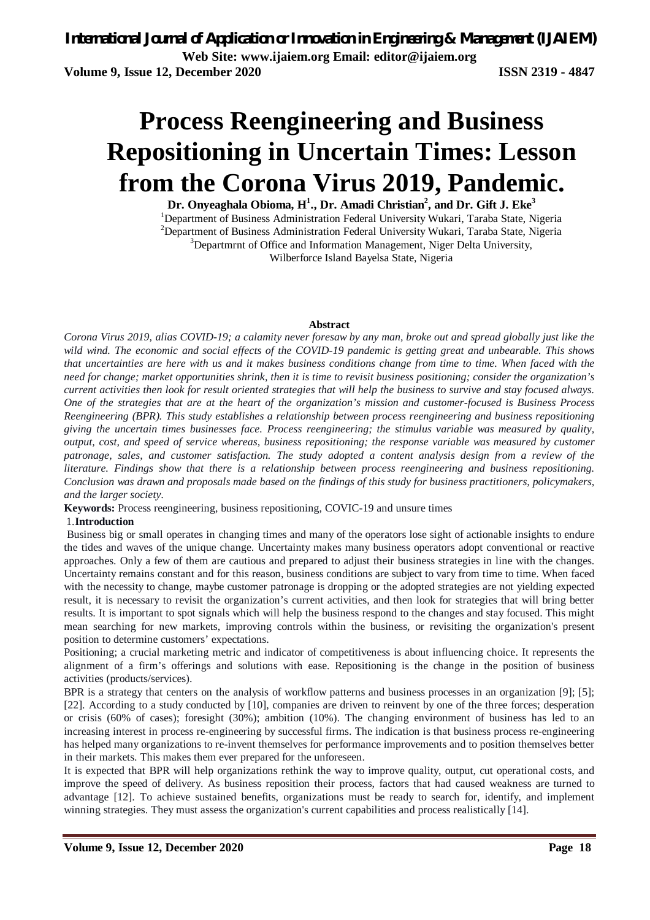# Process Reengineering and Business Repositioning in Uncertain Times: Lesson from the Corona Virus 2019, Pandemic.

**Dr. Onyeaghala Obioma, H[1]., Dr. Amadi Christian[2], and Dr. Gift J. Eke[3]**

[1]Department of Business Administration Federal University Wukari, Taraba State, Nigeria
[2]Department of Business Administration Federal University Wukari, Taraba State, Nigeria
[3]Departmrnt of Office and Information Management, Niger Delta University, Wilberforce Island Bayelsa State, Nigeria

### Abstract

*Corona Virus 2019, alias COVID-19; a calamity never foresaw by any man, broke out and spread globally just like the wild wind. The economic and social effects of the COVID-19 pandemic is getting great and unbearable. This shows that uncertainties are here with us and it makes business conditions change from time to time. When faced with the need for change; market opportunities shrink, then it is time to revisit business positioning; consider the organization's current activities then look for result oriented strategies that will help the business to survive and stay focused always. One of the strategies that are at the heart of the organization's mission and customer-focused is Business Process Reengineering (BPR). This study establishes a relationship between process reengineering and business repositioning giving the uncertain times businesses face. Process reengineering; the stimulus variable was measured by quality, output, cost, and speed of service whereas, business repositioning; the response variable was measured by customer patronage, sales, and customer satisfaction. The study adopted a content analysis design from a review of the literature. Findings show that there is a relationship between process reengineering and business repositioning. Conclusion was drawn and proposals made based on the findings of this study for business practitioners, policymakers, and the larger society.*

**Keywords:** Process reengineering, business repositioning, COVIC-19 and unsure times

## 1. Introduction

Business big or small operates in changing times and many of the operators lose sight of actionable insights to endure the tides and waves of the unique change. Uncertainty makes many business operators adopt conventional or reactive approaches. Only a few of them are cautious and prepared to adjust their business strategies in line with the changes. Uncertainty remains constant and for this reason, business conditions are subject to vary from time to time. When faced with the necessity to change, maybe customer patronage is dropping or the adopted strategies are not yielding expected result, it is necessary to revisit the organization's current activities, and then look for strategies that will bring better results. It is important to spot signals which will help the business respond to the changes and stay focused. This might mean searching for new markets, improving controls within the business, or revisiting the organization's present position to determine customers' expectations.

Positioning; a crucial marketing metric and indicator of competitiveness is about influencing choice. It represents the alignment of a firm's offerings and solutions with ease. Repositioning is the change in the position of business activities (products/services).

BPR is a strategy that centers on the analysis of workflow patterns and business processes in an organization [9]; [5]; [22]. According to a study conducted by [10], companies are driven to reinvent by one of the three forces; desperation or crisis (60% of cases); foresight (30%); ambition (10%). The changing environment of business has led to an increasing interest in process re-engineering by successful firms. The indication is that business process re-engineering has helped many organizations to re-invent themselves for performance improvements and to position themselves better in their markets. This makes them ever prepared for the unforeseen.

It is expected that BPR will help organizations rethink the way to improve quality, output, cut operational costs, and improve the speed of delivery. As business reposition their process, factors that had caused weakness are turned to advantage [12]. To achieve sustained benefits, organizations must be ready to search for, identify, and implement winning strategies. They must assess the organization's current capabilities and process realistically [14].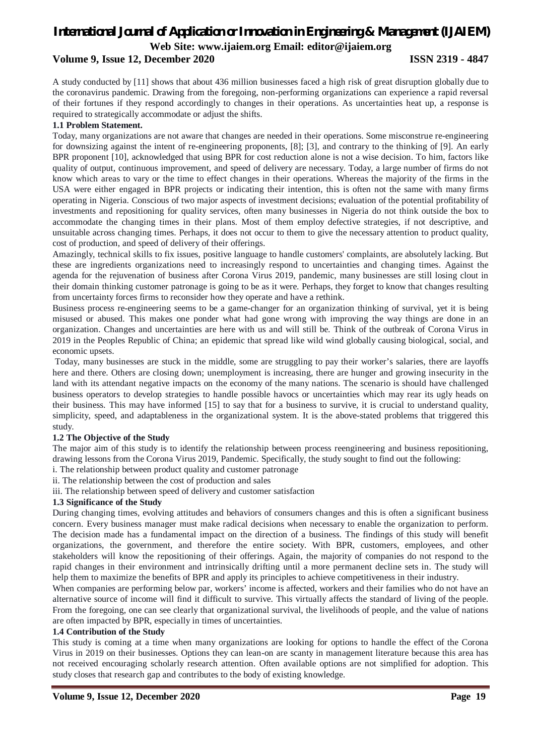A study conducted by [11] shows that about 436 million businesses faced a high risk of great disruption globally due to the coronavirus pandemic. Drawing from the foregoing, non-performing organizations can experience a rapid reversal of their fortunes if they respond accordingly to changes in their operations. As uncertainties heat up, a response is required to strategically accommodate or adjust the shifts.

### 1.1 Problem Statement.

Today, many organizations are not aware that changes are needed in their operations. Some misconstrue re-engineering for downsizing against the intent of re-engineering proponents, [8]; [3], and contrary to the thinking of [9]. An early BPR proponent [10], acknowledged that using BPR for cost reduction alone is not a wise decision. To him, factors like quality of output, continuous improvement, and speed of delivery are necessary. Today, a large number of firms do not know which areas to vary or the time to effect changes in their operations. Whereas the majority of the firms in the USA were either engaged in BPR projects or indicating their intention, this is often not the same with many firms operating in Nigeria. Conscious of two major aspects of investment decisions; evaluation of the potential profitability of investments and repositioning for quality services, often many businesses in Nigeria do not think outside the box to accommodate the changing times in their plans. Most of them employ defective strategies, if not descriptive, and unsuitable across changing times. Perhaps, it does not occur to them to give the necessary attention to product quality, cost of production, and speed of delivery of their offerings.

Amazingly, technical skills to fix issues, positive language to handle customers' complaints, are absolutely lacking. But these are ingredients organizations need to increasingly respond to uncertainties and changing times. Against the agenda for the rejuvenation of business after Corona Virus 2019, pandemic, many businesses are still losing clout in their domain thinking customer patronage is going to be as it were. Perhaps, they forget to know that changes resulting from uncertainty forces firms to reconsider how they operate and have a rethink.

Business process re-engineering seems to be a game-changer for an organization thinking of survival, yet it is being misused or abused. This makes one ponder what had gone wrong with improving the way things are done in an organization. Changes and uncertainties are here with us and will still be. Think of the outbreak of Corona Virus in 2019 in the Peoples Republic of China; an epidemic that spread like wild wind globally causing biological, social, and economic upsets.

Today, many businesses are stuck in the middle, some are struggling to pay their worker's salaries, there are layoffs here and there. Others are closing down; unemployment is increasing, there are hunger and growing insecurity in the land with its attendant negative impacts on the economy of the many nations. The scenario is should have challenged business operators to develop strategies to handle possible havocs or uncertainties which may rear its ugly heads on their business. This may have informed [15] to say that for a business to survive, it is crucial to understand quality, simplicity, speed, and adaptableness in the organizational system. It is the above-stated problems that triggered this study.

### 1.2 The Objective of the Study

The major aim of this study is to identify the relationship between process reengineering and business repositioning, drawing lessons from the Corona Virus 2019, Pandemic. Specifically, the study sought to find out the following:

i. The relationship between product quality and customer patronage

ii. The relationship between the cost of production and sales

iii. The relationship between speed of delivery and customer satisfaction

### 1.3 Significance of the Study

During changing times, evolving attitudes and behaviors of consumers changes and this is often a significant business concern. Every business manager must make radical decisions when necessary to enable the organization to perform. The decision made has a fundamental impact on the direction of a business. The findings of this study will benefit organizations, the government, and therefore the entire society. With BPR, customers, employees, and other stakeholders will know the repositioning of their offerings. Again, the majority of companies do not respond to the rapid changes in their environment and intrinsically drifting until a more permanent decline sets in. The study will help them to maximize the benefits of BPR and apply its principles to achieve competitiveness in their industry.

When companies are performing below par, workers' income is affected, workers and their families who do not have an alternative source of income will find it difficult to survive. This virtually affects the standard of living of the people. From the foregoing, one can see clearly that organizational survival, the livelihoods of people, and the value of nations are often impacted by BPR, especially in times of uncertainties.

### 1.4 Contribution of the Study

This study is coming at a time when many organizations are looking for options to handle the effect of the Corona Virus in 2019 on their businesses. Options they can lean-on are scanty in management literature because this area has not received encouraging scholarly research attention. Often available options are not simplified for adoption. This study closes that research gap and contributes to the body of existing knowledge.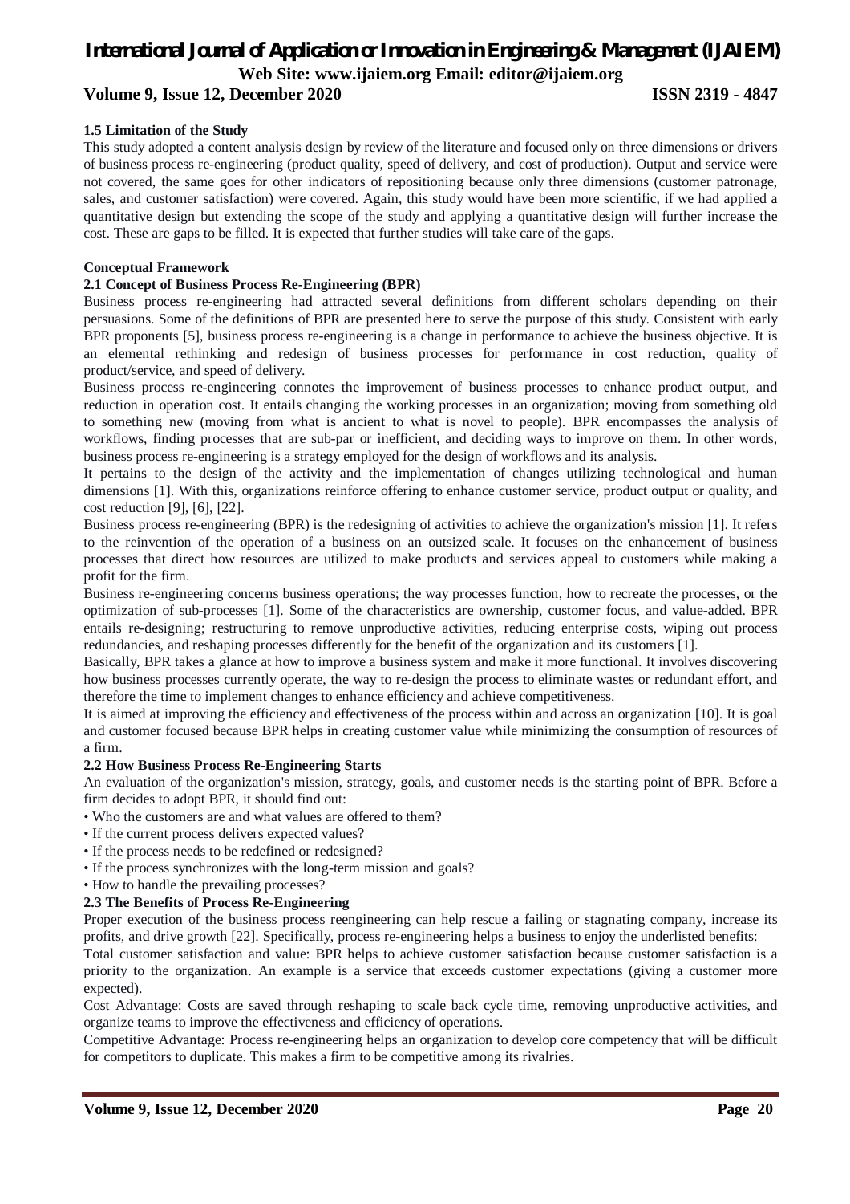### 1.5 Limitation of the Study

This study adopted a content analysis design by review of the literature and focused only on three dimensions or drivers of business process re-engineering (product quality, speed of delivery, and cost of production). Output and service were not covered, the same goes for other indicators of repositioning because only three dimensions (customer patronage, sales, and customer satisfaction) were covered. Again, this study would have been more scientific, if we had applied a quantitative design but extending the scope of the study and applying a quantitative design will further increase the cost. These are gaps to be filled. It is expected that further studies will take care of the gaps.

## Conceptual Framework

### 2.1 Concept of Business Process Re-Engineering (BPR)

Business process re-engineering had attracted several definitions from different scholars depending on their persuasions. Some of the definitions of BPR are presented here to serve the purpose of this study. Consistent with early BPR proponents [5], business process re-engineering is a change in performance to achieve the business objective. It is an elemental rethinking and redesign of business processes for performance in cost reduction, quality of product/service, and speed of delivery.

Business process re-engineering connotes the improvement of business processes to enhance product output, and reduction in operation cost. It entails changing the working processes in an organization; moving from something old to something new (moving from what is ancient to what is novel to people). BPR encompasses the analysis of workflows, finding processes that are sub-par or inefficient, and deciding ways to improve on them. In other words, business process re-engineering is a strategy employed for the design of workflows and its analysis.

It pertains to the design of the activity and the implementation of changes utilizing technological and human dimensions [1]. With this, organizations reinforce offering to enhance customer service, product output or quality, and cost reduction [9], [6], [22].

Business process re-engineering (BPR) is the redesigning of activities to achieve the organization's mission [1]. It refers to the reinvention of the operation of a business on an outsized scale. It focuses on the enhancement of business processes that direct how resources are utilized to make products and services appeal to customers while making a profit for the firm.

Business re-engineering concerns business operations; the way processes function, how to recreate the processes, or the optimization of sub-processes [1]. Some of the characteristics are ownership, customer focus, and value-added. BPR entails re-designing; restructuring to remove unproductive activities, reducing enterprise costs, wiping out process redundancies, and reshaping processes differently for the benefit of the organization and its customers [1].

Basically, BPR takes a glance at how to improve a business system and make it more functional. It involves discovering how business processes currently operate, the way to re-design the process to eliminate wastes or redundant effort, and therefore the time to implement changes to enhance efficiency and achieve competitiveness.

It is aimed at improving the efficiency and effectiveness of the process within and across an organization [10]. It is goal and customer focused because BPR helps in creating customer value while minimizing the consumption of resources of a firm.

### 2.2 How Business Process Re-Engineering Starts

An evaluation of the organization's mission, strategy, goals, and customer needs is the starting point of BPR. Before a firm decides to adopt BPR, it should find out:

- Who the customers are and what values are offered to them?
- If the current process delivers expected values?
- If the process needs to be redefined or redesigned?
- If the process synchronizes with the long-term mission and goals?
- How to handle the prevailing processes?

### 2.3 The Benefits of Process Re-Engineering

Proper execution of the business process reengineering can help rescue a failing or stagnating company, increase its profits, and drive growth [22]. Specifically, process re-engineering helps a business to enjoy the underlisted benefits:

Total customer satisfaction and value: BPR helps to achieve customer satisfaction because customer satisfaction is a priority to the organization. An example is a service that exceeds customer expectations (giving a customer more expected).

Cost Advantage: Costs are saved through reshaping to scale back cycle time, removing unproductive activities, and organize teams to improve the effectiveness and efficiency of operations.

Competitive Advantage: Process re-engineering helps an organization to develop core competency that will be difficult for competitors to duplicate. This makes a firm to be competitive among its rivalries.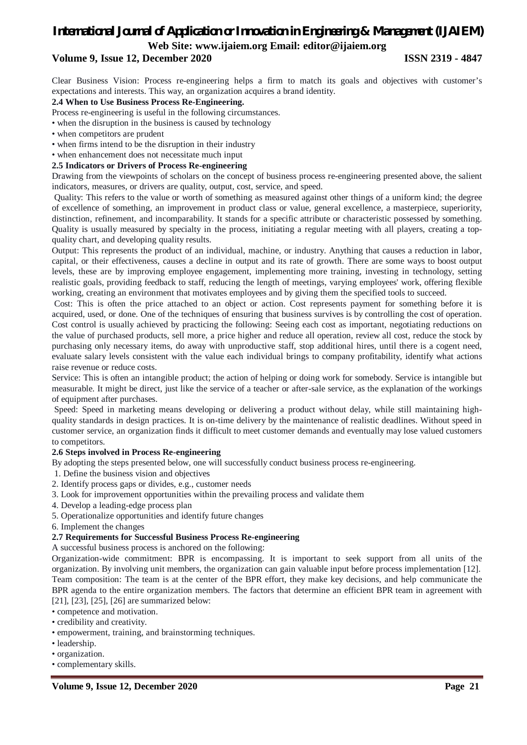Clear Business Vision: Process re-engineering helps a firm to match its goals and objectives with customer's expectations and interests. This way, an organization acquires a brand identity.

**2.4 When to Use Business Process Re-Engineering.**

Process re-engineering is useful in the following circumstances.

- when the disruption in the business is caused by technology
- when competitors are prudent
- when firms intend to be the disruption in their industry
- when enhancement does not necessitate much input

**2.5 Indicators or Drivers of Process Re-engineering**

Drawing from the viewpoints of scholars on the concept of business process re-engineering presented above, the salient indicators, measures, or drivers are quality, output, cost, service, and speed.

Quality: This refers to the value or worth of something as measured against other things of a uniform kind; the degree of excellence of something, an improvement in product class or value, general excellence, a masterpiece, superiority, distinction, refinement, and incomparability. It stands for a specific attribute or characteristic possessed by something. Quality is usually measured by specialty in the process, initiating a regular meeting with all players, creating a top-quality chart, and developing quality results.

Output: This represents the product of an individual, machine, or industry. Anything that causes a reduction in labor, capital, or their effectiveness, causes a decline in output and its rate of growth. There are some ways to boost output levels, these are by improving employee engagement, implementing more training, investing in technology, setting realistic goals, providing feedback to staff, reducing the length of meetings, varying employees' work, offering flexible working, creating an environment that motivates employees and by giving them the specified tools to succeed.

Cost: This is often the price attached to an object or action. Cost represents payment for something before it is acquired, used, or done. One of the techniques of ensuring that business survives is by controlling the cost of operation. Cost control is usually achieved by practicing the following: Seeing each cost as important, negotiating reductions on the value of purchased products, sell more, a price higher and reduce all operation, review all cost, reduce the stock by purchasing only necessary items, do away with unproductive staff, stop additional hires, until there is a cogent need, evaluate salary levels consistent with the value each individual brings to company profitability, identify what actions raise revenue or reduce costs.

Service: This is often an intangible product; the action of helping or doing work for somebody. Service is intangible but measurable. It might be direct, just like the service of a teacher or after-sale service, as the explanation of the workings of equipment after purchases.

Speed: Speed in marketing means developing or delivering a product without delay, while still maintaining high-quality standards in design practices. It is on-time delivery by the maintenance of realistic deadlines. Without speed in customer service, an organization finds it difficult to meet customer demands and eventually may lose valued customers to competitors.

**2.6 Steps involved in Process Re-engineering**

By adopting the steps presented below, one will successfully conduct business process re-engineering.

1. Define the business vision and objectives
2. Identify process gaps or divides, e.g., customer needs
3. Look for improvement opportunities within the prevailing process and validate them
4. Develop a leading-edge process plan
5. Operationalize opportunities and identify future changes
6. Implement the changes

**2.7 Requirements for Successful Business Process Re-engineering**

A successful business process is anchored on the following:

Organization-wide commitment: BPR is encompassing. It is important to seek support from all units of the organization. By involving unit members, the organization can gain valuable input before process implementation [12].

Team composition: The team is at the center of the BPR effort, they make key decisions, and help communicate the BPR agenda to the entire organization members. The factors that determine an efficient BPR team in agreement with [21], [23], [25], [26] are summarized below:

- competence and motivation.
- credibility and creativity.
- empowerment, training, and brainstorming techniques.
- leadership.
- organization.
- complementary skills.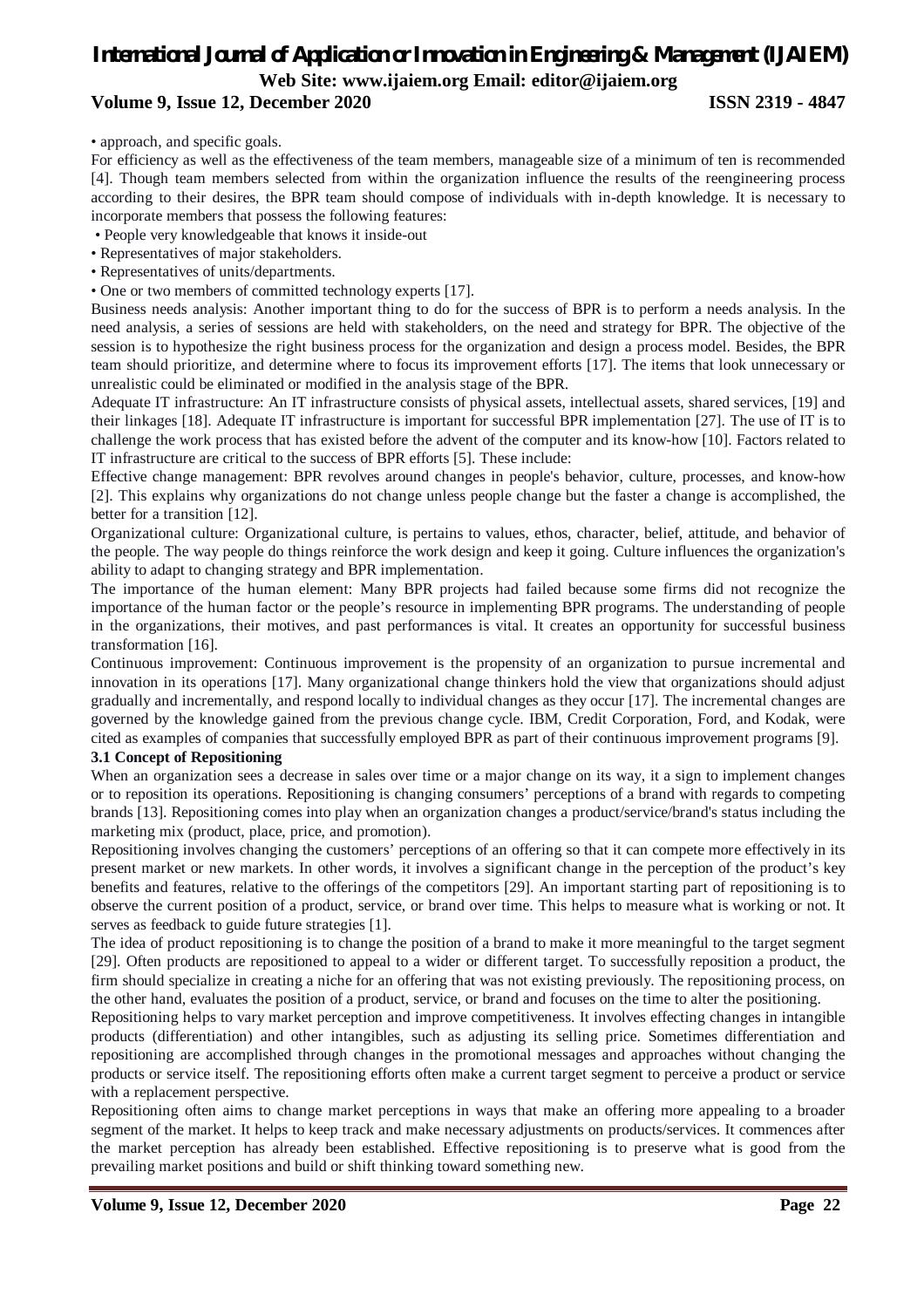- approach, and specific goals.

For efficiency as well as the effectiveness of the team members, manageable size of a minimum of ten is recommended [4]. Though team members selected from within the organization influence the results of the reengineering process according to their desires, the BPR team should compose of individuals with in-depth knowledge. It is necessary to incorporate members that possess the following features:

- People very knowledgeable that knows it inside-out
- Representatives of major stakeholders.
- Representatives of units/departments.
- One or two members of committed technology experts [17].

Business needs analysis: Another important thing to do for the success of BPR is to perform a needs analysis. In the need analysis, a series of sessions are held with stakeholders, on the need and strategy for BPR. The objective of the session is to hypothesize the right business process for the organization and design a process model. Besides, the BPR team should prioritize, and determine where to focus its improvement efforts [17]. The items that look unnecessary or unrealistic could be eliminated or modified in the analysis stage of the BPR.

Adequate IT infrastructure: An IT infrastructure consists of physical assets, intellectual assets, shared services, [19] and their linkages [18]. Adequate IT infrastructure is important for successful BPR implementation [27]. The use of IT is to challenge the work process that has existed before the advent of the computer and its know-how [10]. Factors related to IT infrastructure are critical to the success of BPR efforts [5]. These include:

Effective change management: BPR revolves around changes in people's behavior, culture, processes, and know-how [2]. This explains why organizations do not change unless people change but the faster a change is accomplished, the better for a transition [12].

Organizational culture: Organizational culture, is pertains to values, ethos, character, belief, attitude, and behavior of the people. The way people do things reinforce the work design and keep it going. Culture influences the organization's ability to adapt to changing strategy and BPR implementation.

The importance of the human element: Many BPR projects had failed because some firms did not recognize the importance of the human factor or the people's resource in implementing BPR programs. The understanding of people in the organizations, their motives, and past performances is vital. It creates an opportunity for successful business transformation [16].

Continuous improvement: Continuous improvement is the propensity of an organization to pursue incremental and innovation in its operations [17]. Many organizational change thinkers hold the view that organizations should adjust gradually and incrementally, and respond locally to individual changes as they occur [17]. The incremental changes are governed by the knowledge gained from the previous change cycle. IBM, Credit Corporation, Ford, and Kodak, were cited as examples of companies that successfully employed BPR as part of their continuous improvement programs [9].

### 3.1 Concept of Repositioning

When an organization sees a decrease in sales over time or a major change on its way, it a sign to implement changes or to reposition its operations. Repositioning is changing consumers' perceptions of a brand with regards to competing brands [13]. Repositioning comes into play when an organization changes a product/service/brand's status including the marketing mix (product, place, price, and promotion).

Repositioning involves changing the customers' perceptions of an offering so that it can compete more effectively in its present market or new markets. In other words, it involves a significant change in the perception of the product's key benefits and features, relative to the offerings of the competitors [29]. An important starting part of repositioning is to observe the current position of a product, service, or brand over time. This helps to measure what is working or not. It serves as feedback to guide future strategies [1].

The idea of product repositioning is to change the position of a brand to make it more meaningful to the target segment [29]. Often products are repositioned to appeal to a wider or different target. To successfully reposition a product, the firm should specialize in creating a niche for an offering that was not existing previously. The repositioning process, on the other hand, evaluates the position of a product, service, or brand and focuses on the time to alter the positioning.

Repositioning helps to vary market perception and improve competitiveness. It involves effecting changes in intangible products (differentiation) and other intangibles, such as adjusting its selling price. Sometimes differentiation and repositioning are accomplished through changes in the promotional messages and approaches without changing the products or service itself. The repositioning efforts often make a current target segment to perceive a product or service with a replacement perspective.

Repositioning often aims to change market perceptions in ways that make an offering more appealing to a broader segment of the market. It helps to keep track and make necessary adjustments on products/services. It commences after the market perception has already been established. Effective repositioning is to preserve what is good from the prevailing market positions and build or shift thinking toward something new.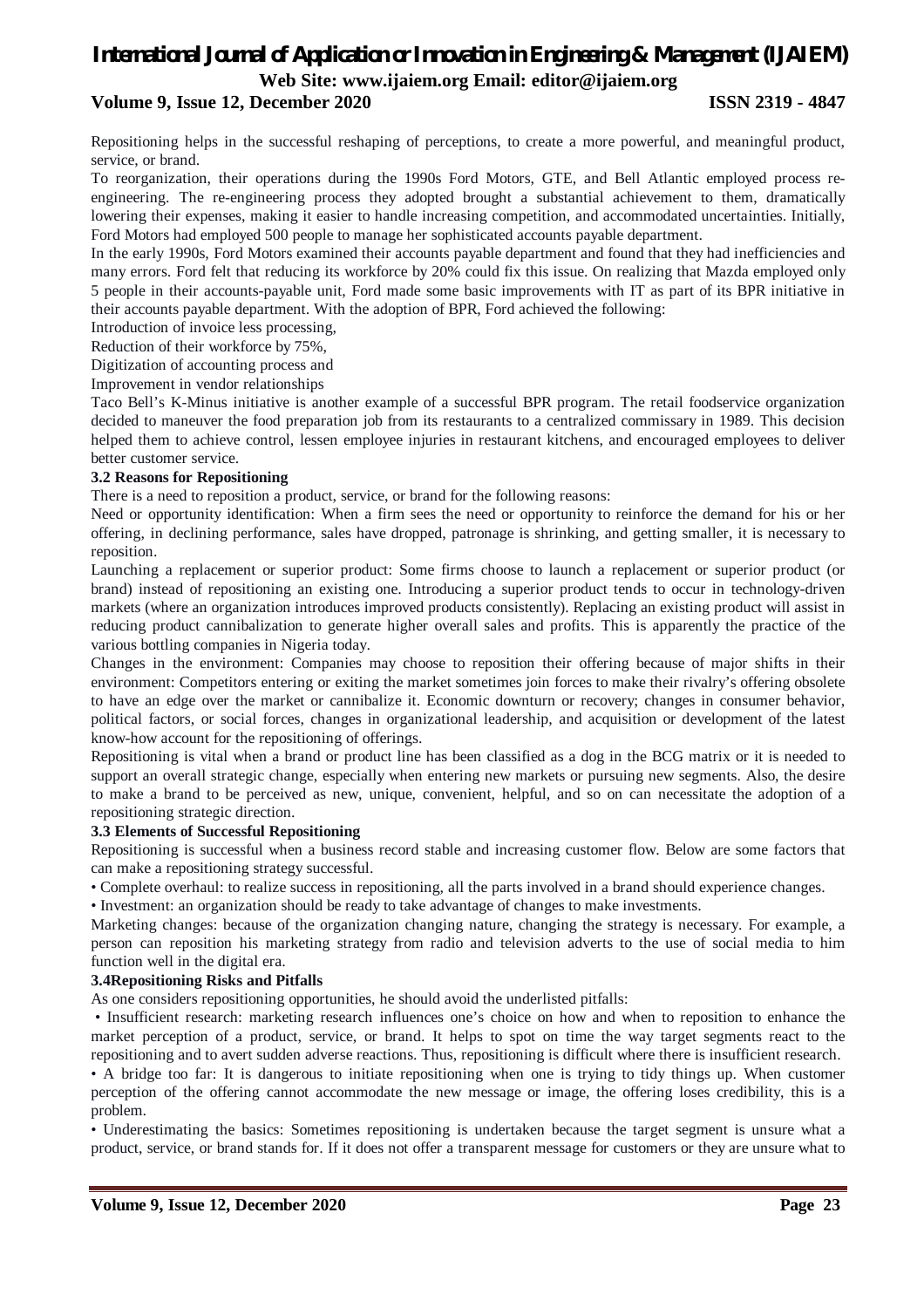Repositioning helps in the successful reshaping of perceptions, to create a more powerful, and meaningful product, service, or brand.

To reorganization, their operations during the 1990s Ford Motors, GTE, and Bell Atlantic employed process re-engineering. The re-engineering process they adopted brought a substantial achievement to them, dramatically lowering their expenses, making it easier to handle increasing competition, and accommodated uncertainties. Initially, Ford Motors had employed 500 people to manage her sophisticated accounts payable department.

In the early 1990s, Ford Motors examined their accounts payable department and found that they had inefficiencies and many errors. Ford felt that reducing its workforce by 20% could fix this issue. On realizing that Mazda employed only 5 people in their accounts-payable unit, Ford made some basic improvements with IT as part of its BPR initiative in their accounts payable department. With the adoption of BPR, Ford achieved the following:

Introduction of invoice less processing,

Reduction of their workforce by 75%,

Digitization of accounting process and

Improvement in vendor relationships

Taco Bell's K-Minus initiative is another example of a successful BPR program. The retail foodservice organization decided to maneuver the food preparation job from its restaurants to a centralized commissary in 1989. This decision helped them to achieve control, lessen employee injuries in restaurant kitchens, and encouraged employees to deliver better customer service.

### 3.2 Reasons for Repositioning

There is a need to reposition a product, service, or brand for the following reasons:

Need or opportunity identification: When a firm sees the need or opportunity to reinforce the demand for his or her offering, in declining performance, sales have dropped, patronage is shrinking, and getting smaller, it is necessary to reposition.

Launching a replacement or superior product: Some firms choose to launch a replacement or superior product (or brand) instead of repositioning an existing one. Introducing a superior product tends to occur in technology-driven markets (where an organization introduces improved products consistently). Replacing an existing product will assist in reducing product cannibalization to generate higher overall sales and profits. This is apparently the practice of the various bottling companies in Nigeria today.

Changes in the environment: Companies may choose to reposition their offering because of major shifts in their environment: Competitors entering or exiting the market sometimes join forces to make their rivalry's offering obsolete to have an edge over the market or cannibalize it. Economic downturn or recovery; changes in consumer behavior, political factors, or social forces, changes in organizational leadership, and acquisition or development of the latest know-how account for the repositioning of offerings.

Repositioning is vital when a brand or product line has been classified as a dog in the BCG matrix or it is needed to support an overall strategic change, especially when entering new markets or pursuing new segments. Also, the desire to make a brand to be perceived as new, unique, convenient, helpful, and so on can necessitate the adoption of a repositioning strategic direction.

### 3.3 Elements of Successful Repositioning

Repositioning is successful when a business record stable and increasing customer flow. Below are some factors that can make a repositioning strategy successful.

- Complete overhaul: to realize success in repositioning, all the parts involved in a brand should experience changes.
- Investment: an organization should be ready to take advantage of changes to make investments.

Marketing changes: because of the organization changing nature, changing the strategy is necessary. For example, a person can reposition his marketing strategy from radio and television adverts to the use of social media to him function well in the digital era.

### 3.4Repositioning Risks and Pitfalls

As one considers repositioning opportunities, he should avoid the underlisted pitfalls:

- Insufficient research: marketing research influences one's choice on how and when to reposition to enhance the market perception of a product, service, or brand. It helps to spot on time the way target segments react to the repositioning and to avert sudden adverse reactions. Thus, repositioning is difficult where there is insufficient research.
- A bridge too far: It is dangerous to initiate repositioning when one is trying to tidy things up. When customer perception of the offering cannot accommodate the new message or image, the offering loses credibility, this is a problem.
- Underestimating the basics: Sometimes repositioning is undertaken because the target segment is unsure what a product, service, or brand stands for. If it does not offer a transparent message for customers or they are unsure what to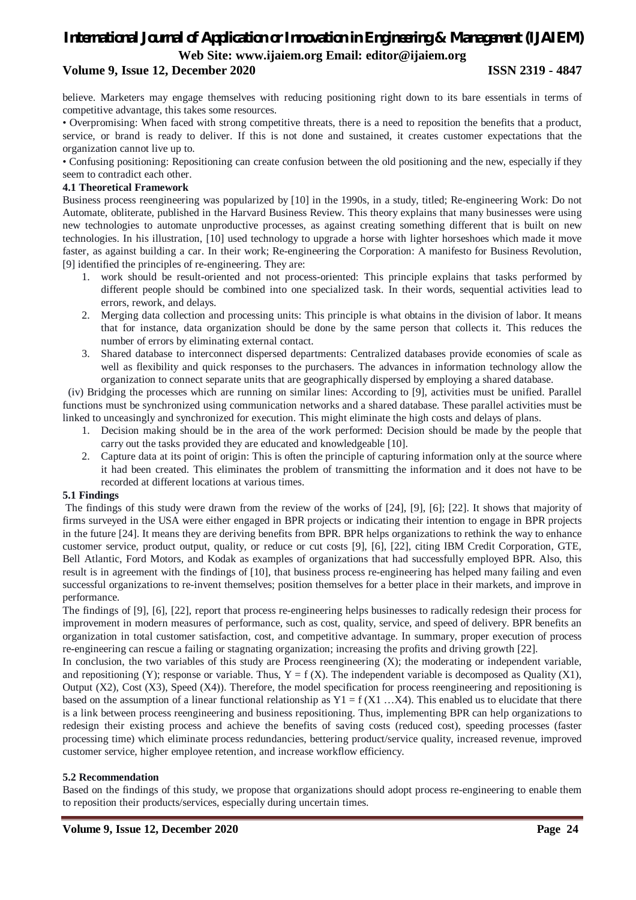believe. Marketers may engage themselves with reducing positioning right down to its bare essentials in terms of competitive advantage, this takes some resources.

• Overpromising: When faced with strong competitive threats, there is a need to reposition the benefits that a product, service, or brand is ready to deliver. If this is not done and sustained, it creates customer expectations that the organization cannot live up to.

• Confusing positioning: Repositioning can create confusion between the old positioning and the new, especially if they seem to contradict each other.

**4.1 Theoretical Framework**

Business process reengineering was popularized by [10] in the 1990s, in a study, titled; Re-engineering Work: Do not Automate, obliterate, published in the Harvard Business Review. This theory explains that many businesses were using new technologies to automate unproductive processes, as against creating something different that is built on new technologies. In his illustration, [10] used technology to upgrade a horse with lighter horseshoes which made it move faster, as against building a car. In their work; Re-engineering the Corporation: A manifesto for Business Revolution, [9] identified the principles of re-engineering. They are:

1. work should be result-oriented and not process-oriented: This principle explains that tasks performed by different people should be combined into one specialized task. In their words, sequential activities lead to errors, rework, and delays.
2. Merging data collection and processing units: This principle is what obtains in the division of labor. It means that for instance, data organization should be done by the same person that collects it. This reduces the number of errors by eliminating external contact.
3. Shared database to interconnect dispersed departments: Centralized databases provide economies of scale as well as flexibility and quick responses to the purchasers. The advances in information technology allow the organization to connect separate units that are geographically dispersed by employing a shared database.

(iv) Bridging the processes which are running on similar lines: According to [9], activities must be unified. Parallel functions must be synchronized using communication networks and a shared database. These parallel activities must be linked to unceasingly and synchronized for execution. This might eliminate the high costs and delays of plans.

1. Decision making should be in the area of the work performed: Decision should be made by the people that carry out the tasks provided they are educated and knowledgeable [10].
2. Capture data at its point of origin: This is often the principle of capturing information only at the source where it had been created. This eliminates the problem of transmitting the information and it does not have to be recorded at different locations at various times.

**5.1 Findings**

The findings of this study were drawn from the review of the works of [24], [9], [6]; [22]. It shows that majority of firms surveyed in the USA were either engaged in BPR projects or indicating their intention to engage in BPR projects in the future [24]. It means they are deriving benefits from BPR. BPR helps organizations to rethink the way to enhance customer service, product output, quality, or reduce or cut costs [9], [6], [22], citing IBM Credit Corporation, GTE, Bell Atlantic, Ford Motors, and Kodak as examples of organizations that had successfully employed BPR. Also, this result is in agreement with the findings of [10], that business process re-engineering has helped many failing and even successful organizations to re-invent themselves; position themselves for a better place in their markets, and improve in performance.

The findings of [9], [6], [22], report that process re-engineering helps businesses to radically redesign their process for improvement in modern measures of performance, such as cost, quality, service, and speed of delivery. BPR benefits an organization in total customer satisfaction, cost, and competitive advantage. In summary, proper execution of process re-engineering can rescue a failing or stagnating organization; increasing the profits and driving growth [22].

In conclusion, the two variables of this study are Process reengineering (X); the moderating or independent variable, and repositioning (Y); response or variable. Thus, $Y = f(X)$. The independent variable is decomposed as Quality ($X_1$), Output ($X_2$), Cost ($X_3$), Speed ($X_4$)). Therefore, the model specification for process reengineering and repositioning is based on the assumption of a linear functional relationship as $Y_1 = f(X_1 \ldots X_4)$. This enabled us to elucidate that there is a link between process reengineering and business repositioning. Thus, implementing BPR can help organizations to redesign their existing process and achieve the benefits of saving costs (reduced cost), speeding processes (faster processing time) which eliminate process redundancies, bettering product/service quality, increased revenue, improved customer service, higher employee retention, and increase workflow efficiency.

**5.2 Recommendation**

Based on the findings of this study, we propose that organizations should adopt process re-engineering to enable them to reposition their products/services, especially during uncertain times.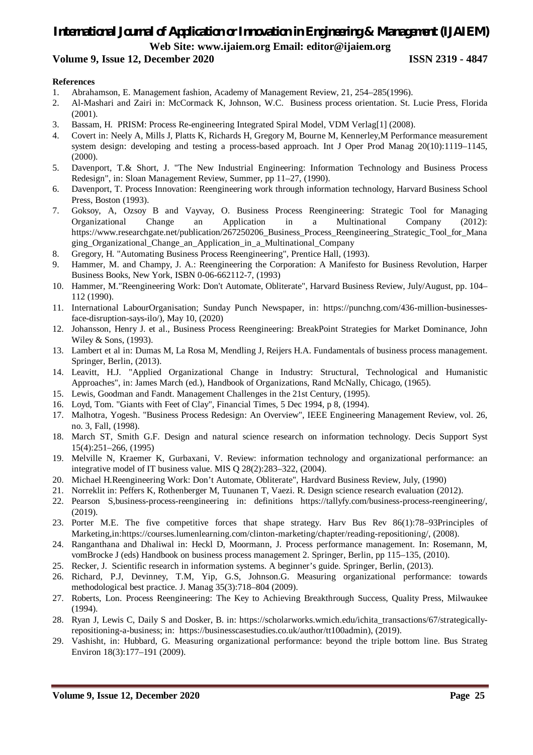**References**

1. Abrahamson, E. Management fashion, Academy of Management Review, 21, 254–285(1996).
2. Al-Mashari and Zairi in: McCormack K, Johnson, W.C. Business process orientation. St. Lucie Press, Florida (2001).
3. Bassam, H. PRISM: Process Re-engineering Integrated Spiral Model, VDM Verlag[1] (2008).
4. Covert in: Neely A, Mills J, Platts K, Richards H, Gregory M, Bourne M, Kennerley,M Performance measurement system design: developing and testing a process-based approach. Int J Oper Prod Manag 20(10):1119–1145, (2000).
5. Davenport, T.& Short, J. "The New Industrial Engineering: Information Technology and Business Process Redesign", in: Sloan Management Review, Summer, pp 11–27, (1990).
6. Davenport, T. Process Innovation: Reengineering work through information technology, Harvard Business School Press, Boston (1993).
7. Goksoy, A, Ozsoy B and Vayvay, O. Business Process Reengineering: Strategic Tool for Managing Organizational Change an Application in a Multinational Company (2012): https://www.researchgate.net/publication/267250206_Business_Process_Reengineering_Strategic_Tool_for_Managing_Organizational_Change_an_Application_in_a_Multinational_Company
8. Gregory, H. "Automating Business Process Reengineering", Prentice Hall, (1993).
9. Hammer, M. and Champy, J. A.: Reengineering the Corporation: A Manifesto for Business Revolution, Harper Business Books, New York, ISBN 0-06-662112-7, (1993)
10. Hammer, M."Reengineering Work: Don't Automate, Obliterate", Harvard Business Review, July/August, pp. 104–112 (1990).
11. International LabourOrganisation; Sunday Punch Newspaper, in: https://punchng.com/436-million-businesses-face-disruption-says-ilo/), May 10, (2020)
12. Johansson, Henry J. et al., Business Process Reengineering: BreakPoint Strategies for Market Dominance, John Wiley & Sons, (1993).
13. Lambert et al in: Dumas M, La Rosa M, Mendling J, Reijers H.A. Fundamentals of business process management. Springer, Berlin, (2013).
14. Leavitt, H.J. "Applied Organizational Change in Industry: Structural, Technological and Humanistic Approaches", in: James March (ed.), Handbook of Organizations, Rand McNally, Chicago, (1965).
15. Lewis, Goodman and Fandt. Management Challenges in the 21st Century, (1995).
16. Loyd, Tom. "Giants with Feet of Clay", Financial Times, 5 Dec 1994, p 8, (1994).
17. Malhotra, Yogesh. "Business Process Redesign: An Overview", IEEE Engineering Management Review, vol. 26, no. 3, Fall, (1998).
18. March ST, Smith G.F. Design and natural science research on information technology. Decis Support Syst 15(4):251–266, (1995)
19. Melville N, Kraemer K, Gurbaxani, V. Review: information technology and organizational performance: an integrative model of IT business value. MIS Q 28(2):283–322, (2004).
20. Michael H.Reengineering Work: Don't Automate, Obliterate", Hardvard Business Review, July, (1990)
21. Norreklit in: Peffers K, Rothenberger M, Tuunanen T, Vaezi. R. Design science research evaluation (2012).
22. Pearson S,business-process-reengineering in: definitions https://tallyfy.com/business-process-reengineering/, (2019).
23. Porter M.E. The five competitive forces that shape strategy. Harv Bus Rev 86(1):78–93Principles of Marketing,in:https://courses.lumenlearning.com/clinton-marketing/chapter/reading-repositioning/, (2008).
24. Ranganthana and Dhaliwal in: Heckl D, Moormann, J. Process performance management. In: Rosemann, M, vomBrocke J (eds) Handbook on business process management 2. Springer, Berlin, pp 115–135, (2010).
25. Recker, J. Scientific research in information systems. A beginner's guide. Springer, Berlin, (2013).
26. Richard, P.J, Devinney, T.M, Yip, G.S, Johnson.G. Measuring organizational performance: towards methodological best practice. J. Manag 35(3):718–804 (2009).
27. Roberts, Lon. Process Reengineering: The Key to Achieving Breakthrough Success, Quality Press, Milwaukee (1994).
28. Ryan J, Lewis C, Daily S and Dosker, B. in: https://scholarworks.wmich.edu/ichita_transactions/67/strategically-repositioning-a-business; in: https://businesscasestudies.co.uk/author/tt100admin), (2019).
29. Vashisht, in: Hubbard, G. Measuring organizational performance: beyond the triple bottom line. Bus Strateg Environ 18(3):177–191 (2009).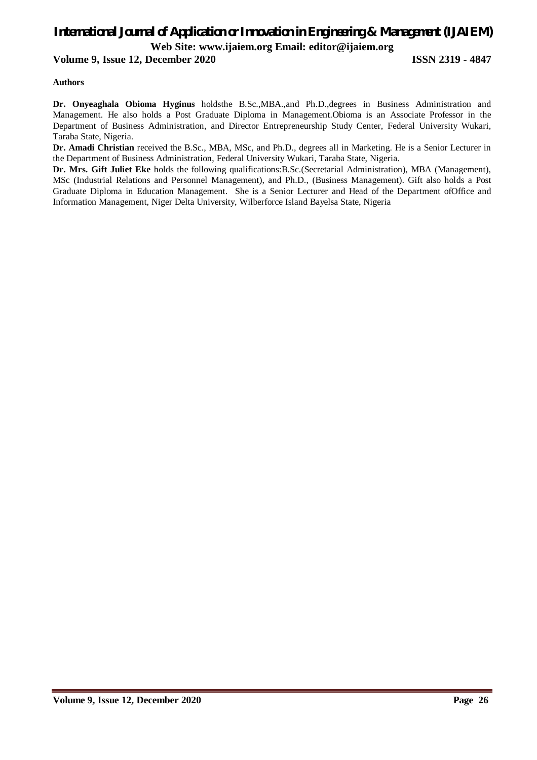**Authors**

**Dr. Onyeaghala Obioma Hyginus** holdsthe B.Sc.,MBA.,and Ph.D.,degrees in Business Administration and Management. He also holds a Post Graduate Diploma in Management.Obioma is an Associate Professor in the Department of Business Administration, and Director Entrepreneurship Study Center, Federal University Wukari, Taraba State, Nigeria.

**Dr. Amadi Christian** received the B.Sc., MBA, MSc, and Ph.D., degrees all in Marketing. He is a Senior Lecturer in the Department of Business Administration, Federal University Wukari, Taraba State, Nigeria.

**Dr. Mrs. Gift Juliet Eke** holds the following qualifications:B.Sc.(Secretarial Administration), MBA (Management), MSc (Industrial Relations and Personnel Management), and Ph.D., (Business Management). Gift also holds a Post Graduate Diploma in Education Management. She is a Senior Lecturer and Head of the Department ofOffice and Information Management, Niger Delta University, Wilberforce Island Bayelsa State, Nigeria